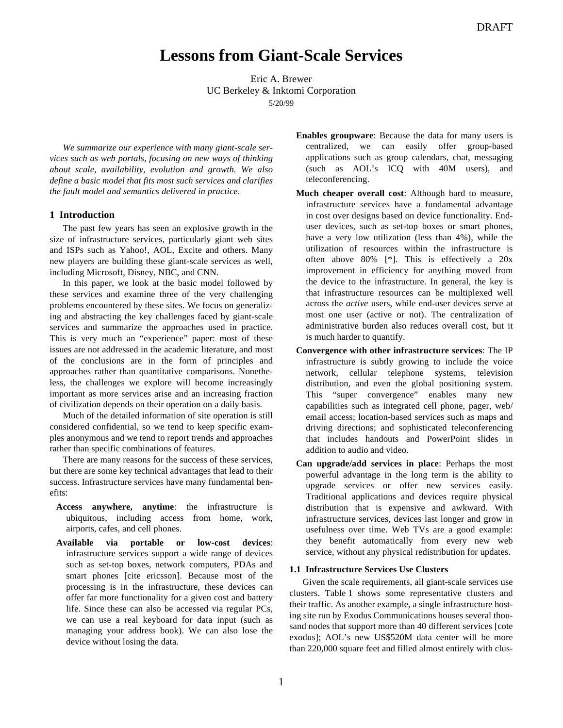DRAFT

# Lessons from Giant-Scale Services

Eric A. Brewer
UC Berkeley & Inktomi Corporation
5/20/99

*We summarize our experience with many giant-scale services such as web portals, focusing on new ways of thinking about scale, availability, evolution and growth. We also define a basic model that fits most such services and clarifies the fault model and semantics delivered in practice.*

## 1 Introduction

The past few years has seen an explosive growth in the size of infrastructure services, particularly giant web sites and ISPs such as Yahoo!, AOL, Excite and others. Many new players are building these giant-scale services as well, including Microsoft, Disney, NBC, and CNN.

In this paper, we look at the basic model followed by these services and examine three of the very challenging problems encountered by these sites. We focus on generalizing and abstracting the key challenges faced by giant-scale services and summarize the approaches used in practice. This is very much an "experience" paper: most of these issues are not addressed in the academic literature, and most of the conclusions are in the form of principles and approaches rather than quantitative comparisons. Nonetheless, the challenges we explore will become increasingly important as more services arise and an increasing fraction of civilization depends on their operation on a daily basis.

Much of the detailed information of site operation is still considered confidential, so we tend to keep specific examples anonymous and we tend to report trends and approaches rather than specific combinations of features.

There are many reasons for the success of these services, but there are some key technical advantages that lead to their success. Infrastructure services have many fundamental benefits:

- **Access anywhere, anytime**: the infrastructure is ubiquitous, including access from home, work, airports, cafes, and cell phones.
- **Available via portable or low-cost devices**: infrastructure services support a wide range of devices such as set-top boxes, network computers, PDAs and smart phones [cite ericsson]. Because most of the processing is in the infrastructure, these devices can offer far more functionality for a given cost and battery life. Since these can also be accessed via regular PCs, we can use a real keyboard for data input (such as managing your address book). We can also lose the device without losing the data.
- **Enables groupware**: Because the data for many users is centralized, we can easily offer group-based applications such as group calendars, chat, messaging (such as AOL's ICQ with 40M users), and teleconferencing.
- **Much cheaper overall cost**: Although hard to measure, infrastructure services have a fundamental advantage in cost over designs based on device functionality. End-user devices, such as set-top boxes or smart phones, have a very low utilization (less than 4%), while the utilization of resources within the infrastructure is often above 80% [*]. This is effectively a 20x improvement in efficiency for anything moved from the device to the infrastructure. In general, the key is that infrastructure resources can be multiplexed well across the *active* users, while end-user devices serve at most one user (active or not). The centralization of administrative burden also reduces overall cost, but it is much harder to quantify.
- **Convergence with other infrastructure services**: The IP infrastructure is subtly growing to include the voice network, cellular telephone systems, television distribution, and even the global positioning system. This "super convergence" enables many new capabilities such as integrated cell phone, pager, web/email access; location-based services such as maps and driving directions; and sophisticated teleconferencing that includes handouts and PowerPoint slides in addition to audio and video.
- **Can upgrade/add services in place**: Perhaps the most powerful advantage in the long term is the ability to upgrade services or offer new services easily. Traditional applications and devices require physical distribution that is expensive and awkward. With infrastructure services, devices last longer and grow in usefulness over time. Web TVs are a good example: they benefit automatically from every new web service, without any physical redistribution for updates.

### 1.1 Infrastructure Services Use Clusters

Given the scale requirements, all giant-scale services use clusters. Table 1 shows some representative clusters and their traffic. As another example, a single infrastructure hosting site run by Exodus Communications houses several thousand nodes that support more than 40 different services [cote exodus]; AOL's new US$520M data center will be more than 220,000 square feet and filled almost entirely with clus-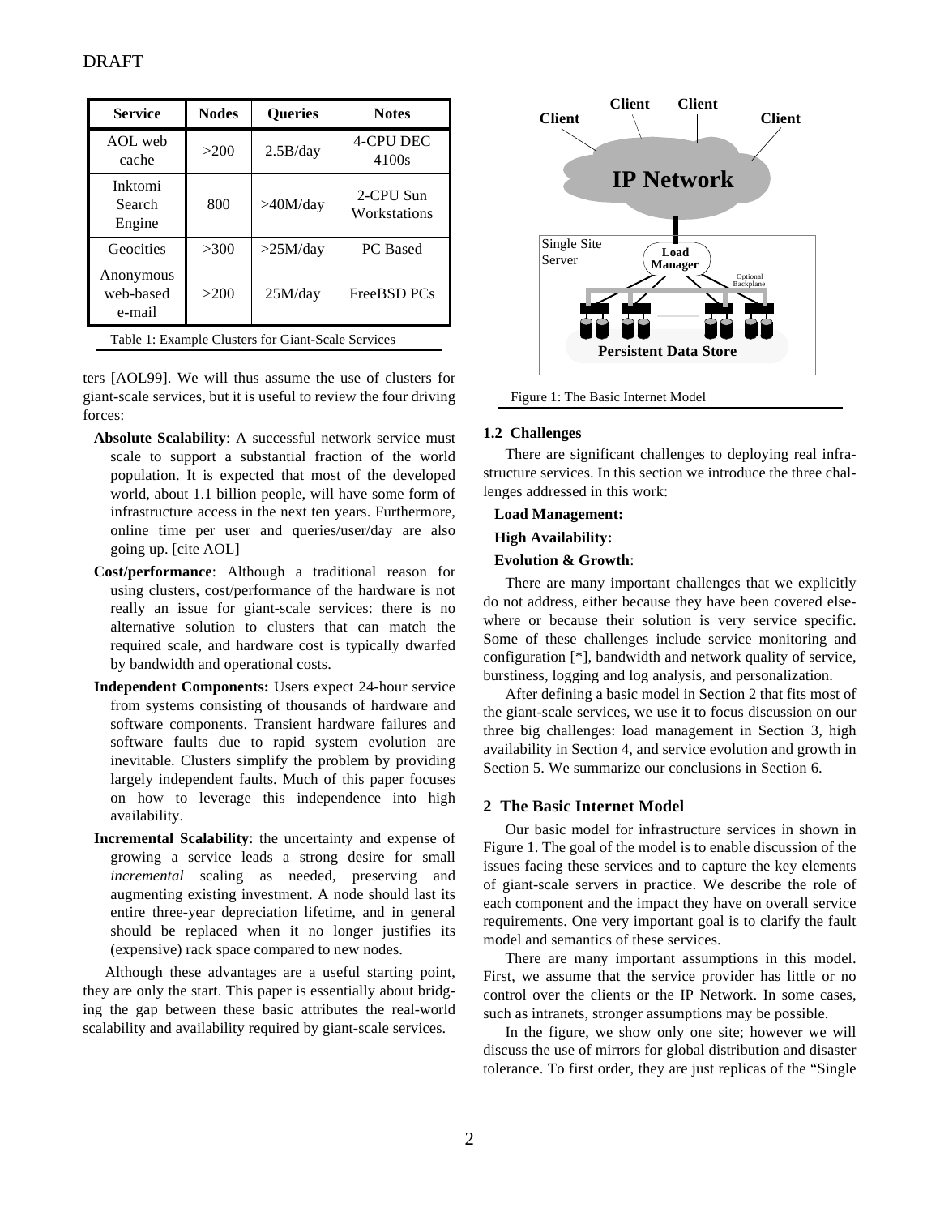| Service | Nodes | Queries | Notes |
|---|---|---|---|
| AOL web cache | >200 | 2.5B/day | 4-CPU DEC 4100s |
| Inktomi Search Engine | 800 | >40M/day | 2-CPU Sun Workstations |
| Geocities | >300 | >25M/day | PC Based |
| Anonymous web-based e-mail | >200 | 25M/day | FreeBSD PCs |

Table 1: Example Clusters for Giant-Scale Services

ters [AOL99]. We will thus assume the use of clusters for giant-scale services, but it is useful to review the four driving forces:

- **Absolute Scalability**: A successful network service must scale to support a substantial fraction of the world population. It is expected that most of the developed world, about 1.1 billion people, will have some form of infrastructure access in the next ten years. Furthermore, online time per user and queries/user/day are also going up. [cite AOL]
- **Cost/performance**: Although a traditional reason for using clusters, cost/performance of the hardware is not really an issue for giant-scale services: there is no alternative solution to clusters that can match the required scale, and hardware cost is typically dwarfed by bandwidth and operational costs.
- **Independent Components:** Users expect 24-hour service from systems consisting of thousands of hardware and software components. Transient hardware failures and software faults due to rapid system evolution are inevitable. Clusters simplify the problem by providing largely independent faults. Much of this paper focuses on how to leverage this independence into high availability.
- **Incremental Scalability**: the uncertainty and expense of growing a service leads a strong desire for small *incremental* scaling as needed, preserving and augmenting existing investment. A node should last its entire three-year depreciation lifetime, and in general should be replaced when it no longer justifies its (expensive) rack space compared to new nodes.

Although these advantages are a useful starting point, they are only the start. This paper is essentially about bridging the gap between these basic attributes the real-world scalability and availability required by giant-scale services.

Client Client Client Client

IP Network

Single Site Server

Load Manager

Optional Backplane

Persistent Data Store

Figure 1: The Basic Internet Model

### 1.2 Challenges

There are significant challenges to deploying real infrastructure services. In this section we introduce the three challenges addressed in this work:

**Load Management:**

**High Availability:**

**Evolution & Growth**:

There are many important challenges that we explicitly do not address, either because they have been covered elsewhere or because their solution is very service specific. Some of these challenges include service monitoring and configuration [*], bandwidth and network quality of service, burstiness, logging and log analysis, and personalization.

After defining a basic model in Section 2 that fits most of the giant-scale services, we use it to focus discussion on our three big challenges: load management in Section 3, high availability in Section 4, and service evolution and growth in Section 5. We summarize our conclusions in Section 6.

## 2 The Basic Internet Model

Our basic model for infrastructure services in shown in Figure 1. The goal of the model is to enable discussion of the issues facing these services and to capture the key elements of giant-scale servers in practice. We describe the role of each component and the impact they have on overall service requirements. One very important goal is to clarify the fault model and semantics of these services.

There are many important assumptions in this model. First, we assume that the service provider has little or no control over the clients or the IP Network. In some cases, such as intranets, stronger assumptions may be possible.

In the figure, we show only one site; however we will discuss the use of mirrors for global distribution and disaster tolerance. To first order, they are just replicas of the "Single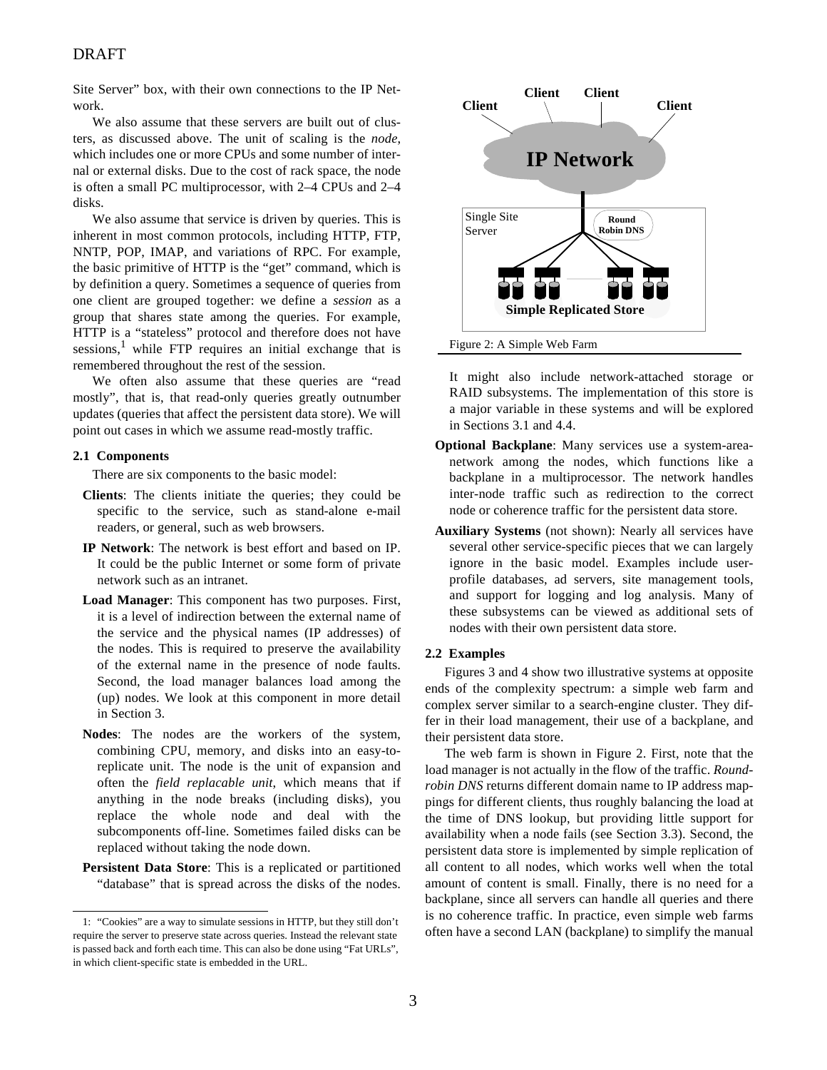Site Server" box, with their own connections to the IP Network.

We also assume that these servers are built out of clusters, as discussed above. The unit of scaling is the *node*, which includes one or more CPUs and some number of internal or external disks. Due to the cost of rack space, the node is often a small PC multiprocessor, with 2–4 CPUs and 2–4 disks.

We also assume that service is driven by queries. This is inherent in most common protocols, including HTTP, FTP, NNTP, POP, IMAP, and variations of RPC. For example, the basic primitive of HTTP is the "get" command, which is by definition a query. Sometimes a sequence of queries from one client are grouped together: we define a *session* as a group that shares state among the queries. For example, HTTP is a "stateless" protocol and therefore does not have sessions,[1] while FTP requires an initial exchange that is remembered throughout the rest of the session.

We often also assume that these queries are "read mostly", that is, that read-only queries greatly outnumber updates (queries that affect the persistent data store). We will point out cases in which we assume read-mostly traffic.

### 2.1 Components

There are six components to the basic model:

**Clients**: The clients initiate the queries; they could be specific to the service, such as stand-alone e-mail readers, or general, such as web browsers.

**IP Network**: The network is best effort and based on IP. It could be the public Internet or some form of private network such as an intranet.

**Load Manager**: This component has two purposes. First, it is a level of indirection between the external name of the service and the physical names (IP addresses) of the nodes. This is required to preserve the availability of the external name in the presence of node faults. Second, the load manager balances load among the (up) nodes. We look at this component in more detail in Section 3.

**Nodes**: The nodes are the workers of the system, combining CPU, memory, and disks into an easy-to-replicate unit. The node is the unit of expansion and often the *field replacable unit*, which means that if anything in the node breaks (including disks), you replace the whole node and deal with the subcomponents off-line. Sometimes failed disks can be replaced without taking the node down.

**Persistent Data Store**: This is a replicated or partitioned "database" that is spread across the disks of the nodes. It might also include network-attached storage or RAID subsystems. The implementation of this store is a major variable in these systems and will be explored in Sections 3.1 and 4.4.

**Optional Backplane**: Many services use a system-area-network among the nodes, which functions like a backplane in a multiprocessor. The network handles inter-node traffic such as redirection to the correct node or coherence traffic for the persistent data store.

**Auxiliary Systems** (not shown): Nearly all services have several other service-specific pieces that we can largely ignore in the basic model. Examples include user-profile databases, ad servers, site management tools, and support for logging and log analysis. Many of these subsystems can be viewed as additional sets of nodes with their own persistent data store.

Figure 2: A Simple Web Farm

### 2.2 Examples

Figures 3 and 4 show two illustrative systems at opposite ends of the complexity spectrum: a simple web farm and complex server similar to a search-engine cluster. They differ in their load management, their use of a backplane, and their persistent data store.

The web farm is shown in Figure 2. First, note that the load manager is not actually in the flow of the traffic. *Round-robin DNS* returns different domain name to IP address mappings for different clients, thus roughly balancing the load at the time of DNS lookup, but providing little support for availability when a node fails (see Section 3.3). Second, the persistent data store is implemented by simple replication of all content to all nodes, which works well when the total amount of content is small. Finally, there is no need for a backplane, since all servers can handle all queries and there is no coherence traffic. In practice, even simple web farms often have a second LAN (backplane) to simplify the manual

[1] "Cookies" are a way to simulate sessions in HTTP, but they still don't require the server to preserve state across queries. Instead the relevant state is passed back and forth each time. This can also be done using "Fat URLs", in which client-specific state is embedded in the URL.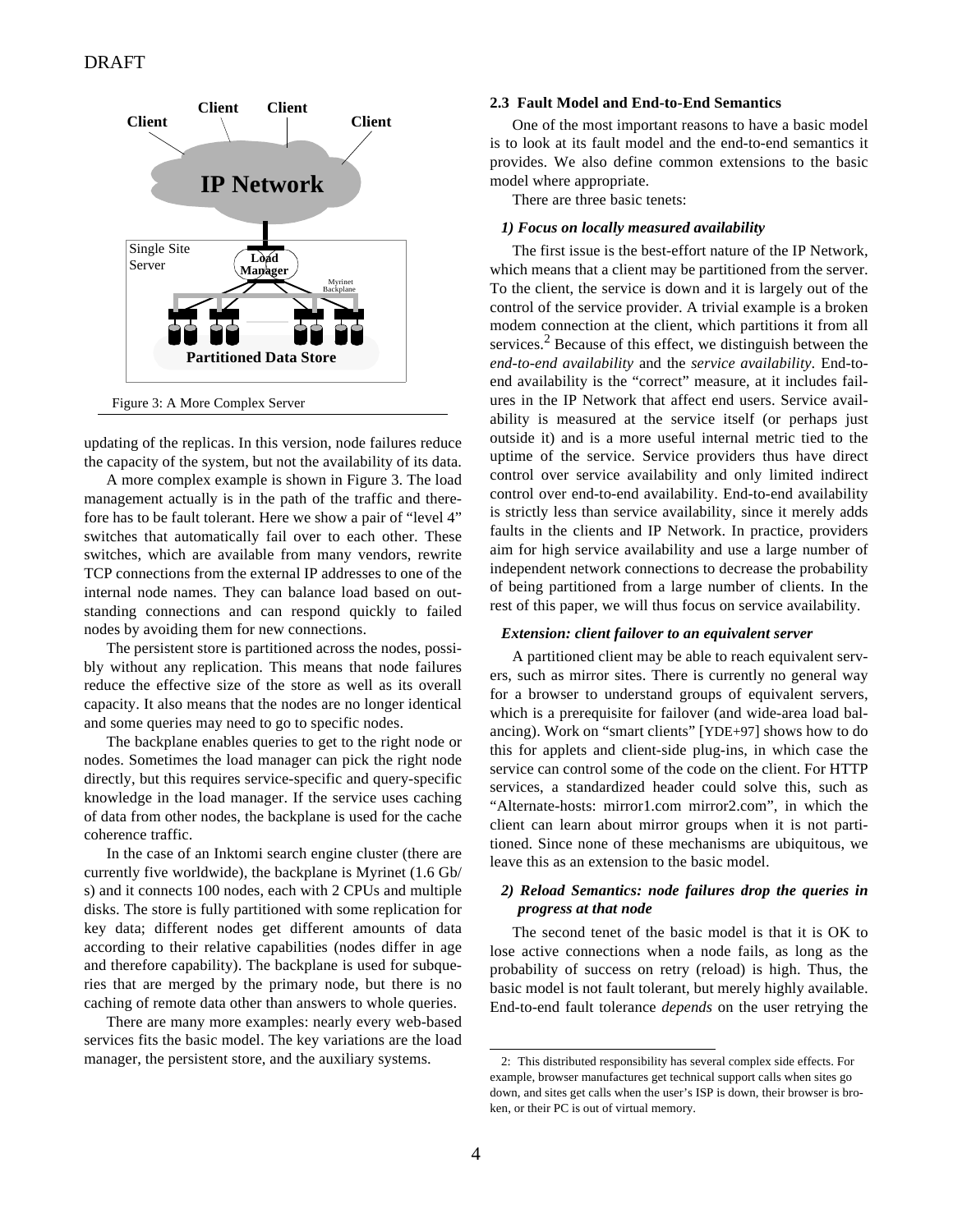Figure 3: A More Complex Server

updating of the replicas. In this version, node failures reduce the capacity of the system, but not the availability of its data.

A more complex example is shown in Figure 3. The load management actually is in the path of the traffic and therefore has to be fault tolerant. Here we show a pair of "level 4" switches that automatically fail over to each other. These switches, which are available from many vendors, rewrite TCP connections from the external IP addresses to one of the internal node names. They can balance load based on outstanding connections and can respond quickly to failed nodes by avoiding them for new connections.

The persistent store is partitioned across the nodes, possibly without any replication. This means that node failures reduce the effective size of the store as well as its overall capacity. It also means that the nodes are no longer identical and some queries may need to go to specific nodes.

The backplane enables queries to get to the right node or nodes. Sometimes the load manager can pick the right node directly, but this requires service-specific and query-specific knowledge in the load manager. If the service uses caching of data from other nodes, the backplane is used for the cache coherence traffic.

In the case of an Inktomi search engine cluster (there are currently five worldwide), the backplane is Myrinet (1.6 Gb/s) and it connects 100 nodes, each with 2 CPUs and multiple disks. The store is fully partitioned with some replication for key data; different nodes get different amounts of data according to their relative capabilities (nodes differ in age and therefore capability). The backplane is used for subqueries that are merged by the primary node, but there is no caching of remote data other than answers to whole queries.

There are many more examples: nearly every web-based services fits the basic model. The key variations are the load manager, the persistent store, and the auxiliary systems.

### 2.3 Fault Model and End-to-End Semantics

One of the most important reasons to have a basic model is to look at its fault model and the end-to-end semantics it provides. We also define common extensions to the basic model where appropriate.

There are three basic tenets:

#### *1) Focus on locally measured availability*

The first issue is the best-effort nature of the IP Network, which means that a client may be partitioned from the server. To the client, the service is down and it is largely out of the control of the service provider. A trivial example is a broken modem connection at the client, which partitions it from all services.[2] Because of this effect, we distinguish between the *end-to-end availability* and the *service availability*. End-to-end availability is the "correct" measure, at it includes failures in the IP Network that affect end users. Service availability is measured at the service itself (or perhaps just outside it) and is a more useful internal metric tied to the uptime of the service. Service providers thus have direct control over service availability and only limited indirect control over end-to-end availability. End-to-end availability is strictly less than service availability, since it merely adds faults in the clients and IP Network. In practice, providers aim for high service availability and use a large number of independent network connections to decrease the probability of being partitioned from a large number of clients. In the rest of this paper, we will thus focus on service availability.

#### *Extension: client failover to an equivalent server*

A partitioned client may be able to reach equivalent servers, such as mirror sites. There is currently no general way for a browser to understand groups of equivalent servers, which is a prerequisite for failover (and wide-area load balancing). Work on "smart clients" [YDE+97] shows how to do this for applets and client-side plug-ins, in which case the service can control some of the code on the client. For HTTP services, a standardized header could solve this, such as "Alternate-hosts: mirror1.com mirror2.com", in which the client can learn about mirror groups when it is not partitioned. Since none of these mechanisms are ubiquitous, we leave this as an extension to the basic model.

#### *2) Reload Semantics: node failures drop the queries in progress at that node*

The second tenet of the basic model is that it is OK to lose active connections when a node fails, as long as the probability of success on retry (reload) is high. Thus, the basic model is not fault tolerant, but merely highly available. End-to-end fault tolerance *depends* on the user retrying the

2: This distributed responsibility has several complex side effects. For example, browser manufactures get technical support calls when sites go down, and sites get calls when the user's ISP is down, their browser is broken, or their PC is out of virtual memory.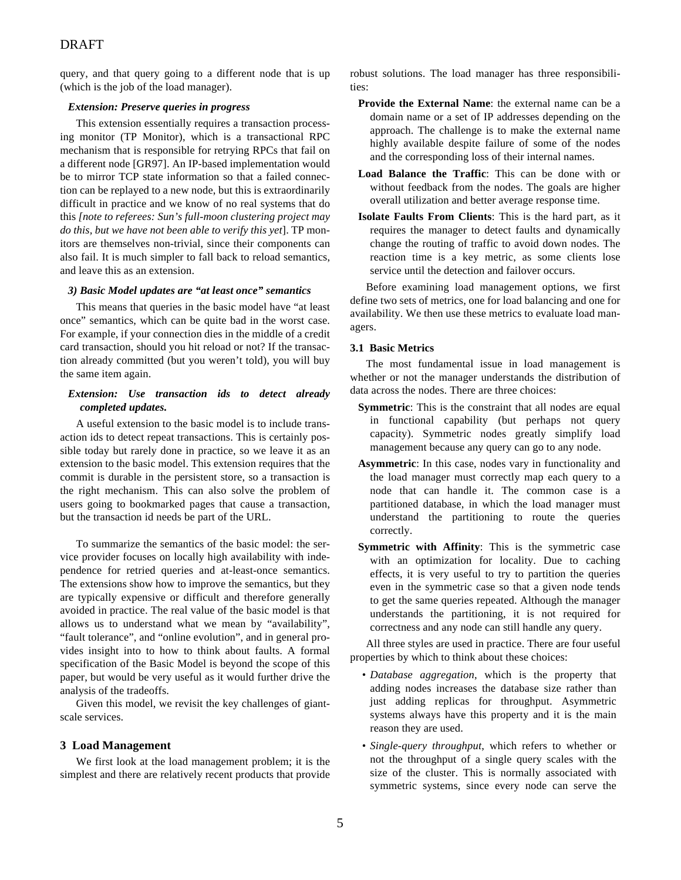query, and that query going to a different node that is up (which is the job of the load manager).

#### *Extension: Preserve queries in progress*

This extension essentially requires a transaction processing monitor (TP Monitor), which is a transactional RPC mechanism that is responsible for retrying RPCs that fail on a different node [GR97]. An IP-based implementation would be to mirror TCP state information so that a failed connection can be replayed to a new node, but this is extraordinarily difficult in practice and we know of no real systems that do this *[note to referees: Sun's full-moon clustering project may do this, but we have not been able to verify this yet]*. TP monitors are themselves non-trivial, since their components can also fail. It is much simpler to fall back to reload semantics, and leave this as an extension.

#### *3) Basic Model updates are "at least once" semantics*

This means that queries in the basic model have "at least once" semantics, which can be quite bad in the worst case. For example, if your connection dies in the middle of a credit card transaction, should you hit reload or not? If the transaction already committed (but you weren't told), you will buy the same item again.

#### *Extension: Use transaction ids to detect already completed updates.*

A useful extension to the basic model is to include transaction ids to detect repeat transactions. This is certainly possible today but rarely done in practice, so we leave it as an extension to the basic model. This extension requires that the commit is durable in the persistent store, so a transaction is the right mechanism. This can also solve the problem of users going to bookmarked pages that cause a transaction, but the transaction id needs be part of the URL.

To summarize the semantics of the basic model: the service provider focuses on locally high availability with independence for retried queries and at-least-once semantics. The extensions show how to improve the semantics, but they are typically expensive or difficult and therefore generally avoided in practice. The real value of the basic model is that allows us to understand what we mean by "availability", "fault tolerance", and "online evolution", and in general provides insight into to how to think about faults. A formal specification of the Basic Model is beyond the scope of this paper, but would be very useful as it would further drive the analysis of the tradeoffs.

Given this model, we revisit the key challenges of giant-scale services.

## 3 Load Management

We first look at the load management problem; it is the simplest and there are relatively recent products that provide robust solutions. The load manager has three responsibilities:

**Provide the External Name**: the external name can be a domain name or a set of IP addresses depending on the approach. The challenge is to make the external name highly available despite failure of some of the nodes and the corresponding loss of their internal names.

**Load Balance the Traffic**: This can be done with or without feedback from the nodes. The goals are higher overall utilization and better average response time.

**Isolate Faults From Clients**: This is the hard part, as it requires the manager to detect faults and dynamically change the routing of traffic to avoid down nodes. The reaction time is a key metric, as some clients lose service until the detection and failover occurs.

Before examining load management options, we first define two sets of metrics, one for load balancing and one for availability. We then use these metrics to evaluate load managers.

### 3.1 Basic Metrics

The most fundamental issue in load management is whether or not the manager understands the distribution of data across the nodes. There are three choices:

**Symmetric**: This is the constraint that all nodes are equal in functional capability (but perhaps not query capacity). Symmetric nodes greatly simplify load management because any query can go to any node.

**Asymmetric**: In this case, nodes vary in functionality and the load manager must correctly map each query to a node that can handle it. The common case is a partitioned database, in which the load manager must understand the partitioning to route the queries correctly.

**Symmetric with Affinity**: This is the symmetric case with an optimization for locality. Due to caching effects, it is very useful to try to partition the queries even in the symmetric case so that a given node tends to get the same queries repeated. Although the manager understands the partitioning, it is not required for correctness and any node can still handle any query.

All three styles are used in practice. There are four useful properties by which to think about these choices:

- *Database aggregation*, which is the property that adding nodes increases the database size rather than just adding replicas for throughput. Asymmetric systems always have this property and it is the main reason they are used.
- *Single-query throughput*, which refers to whether or not the throughput of a single query scales with the size of the cluster. This is normally associated with symmetric systems, since every node can serve the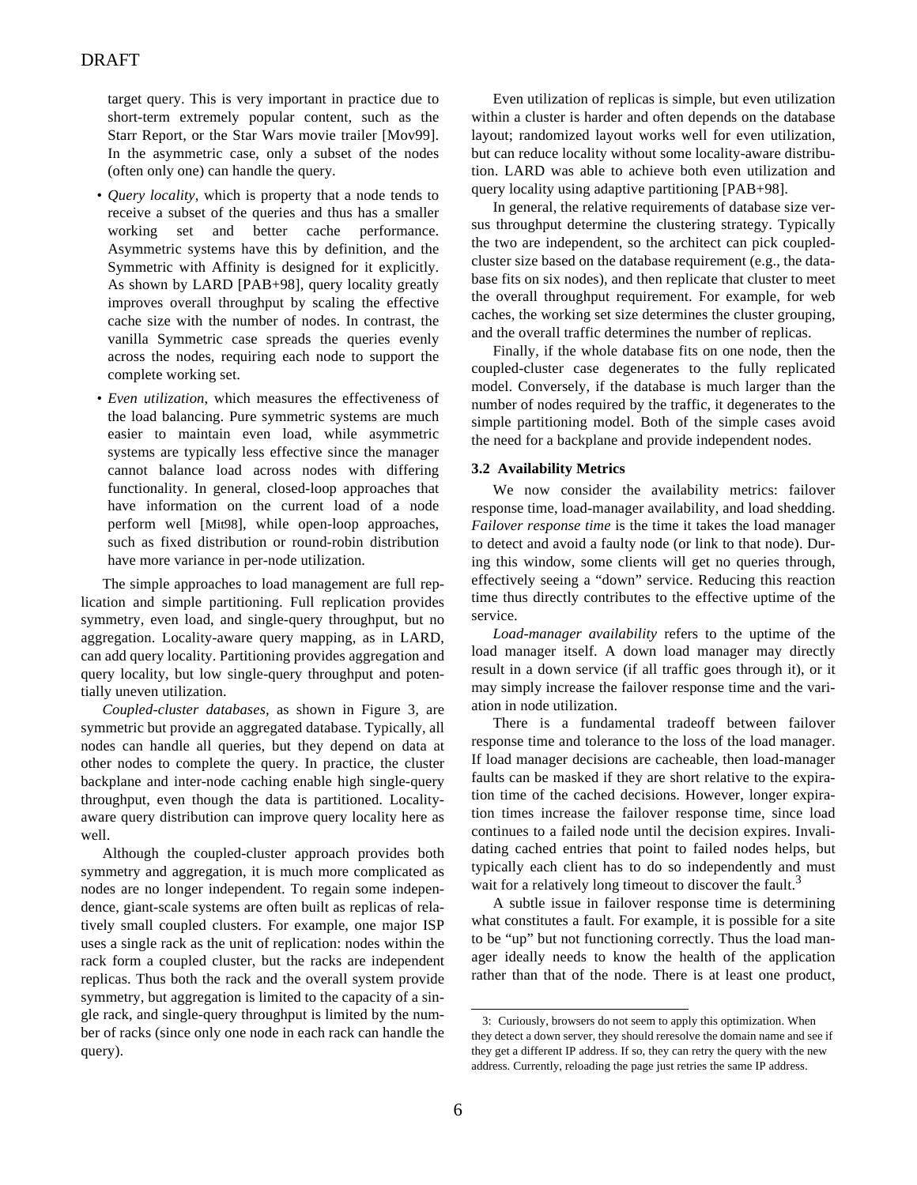target query. This is very important in practice due to short-term extremely popular content, such as the Starr Report, or the Star Wars movie trailer [Mov99]. In the asymmetric case, only a subset of the nodes (often only one) can handle the query.

- *Query locality*, which is property that a node tends to receive a subset of the queries and thus has a smaller working set and better cache performance. Asymmetric systems have this by definition, and the Symmetric with Affinity is designed for it explicitly. As shown by LARD [PAB+98], query locality greatly improves overall throughput by scaling the effective cache size with the number of nodes. In contrast, the vanilla Symmetric case spreads the queries evenly across the nodes, requiring each node to support the complete working set.
- *Even utilization*, which measures the effectiveness of the load balancing. Pure symmetric systems are much easier to maintain even load, while asymmetric systems are typically less effective since the manager cannot balance load across nodes with differing functionality. In general, closed-loop approaches that have information on the current load of a node perform well [Mit98], while open-loop approaches, such as fixed distribution or round-robin distribution have more variance in per-node utilization.

The simple approaches to load management are full replication and simple partitioning. Full replication provides symmetry, even load, and single-query throughput, but no aggregation. Locality-aware query mapping, as in LARD, can add query locality. Partitioning provides aggregation and query locality, but low single-query throughput and potentially uneven utilization.

*Coupled-cluster databases*, as shown in Figure 3, are symmetric but provide an aggregated database. Typically, all nodes can handle all queries, but they depend on data at other nodes to complete the query. In practice, the cluster backplane and inter-node caching enable high single-query throughput, even though the data is partitioned. Locality-aware query distribution can improve query locality here as well.

Although the coupled-cluster approach provides both symmetry and aggregation, it is much more complicated as nodes are no longer independent. To regain some independence, giant-scale systems are often built as replicas of relatively small coupled clusters. For example, one major ISP uses a single rack as the unit of replication: nodes within the rack form a coupled cluster, but the racks are independent replicas. Thus both the rack and the overall system provide symmetry, but aggregation is limited to the capacity of a single rack, and single-query throughput is limited by the number of racks (since only one node in each rack can handle the query).

Even utilization of replicas is simple, but even utilization within a cluster is harder and often depends on the database layout; randomized layout works well for even utilization, but can reduce locality without some locality-aware distribution. LARD was able to achieve both even utilization and query locality using adaptive partitioning [PAB+98].

In general, the relative requirements of database size versus throughput determine the clustering strategy. Typically the two are independent, so the architect can pick coupled-cluster size based on the database requirement (e.g., the database fits on six nodes), and then replicate that cluster to meet the overall throughput requirement. For example, for web caches, the working set size determines the cluster grouping, and the overall traffic determines the number of replicas.

Finally, if the whole database fits on one node, then the coupled-cluster case degenerates to the fully replicated model. Conversely, if the database is much larger than the number of nodes required by the traffic, it degenerates to the simple partitioning model. Both of the simple cases avoid the need for a backplane and provide independent nodes.

### 3.2 Availability Metrics

We now consider the availability metrics: failover response time, load-manager availability, and load shedding. *Failover response time* is the time it takes the load manager to detect and avoid a faulty node (or link to that node). During this window, some clients will get no queries through, effectively seeing a "down" service. Reducing this reaction time thus directly contributes to the effective uptime of the service.

*Load-manager availability* refers to the uptime of the load manager itself. A down load manager may directly result in a down service (if all traffic goes through it), or it may simply increase the failover response time and the variation in node utilization.

There is a fundamental tradeoff between failover response time and tolerance to the loss of the load manager. If load manager decisions are cacheable, then load-manager faults can be masked if they are short relative to the expiration time of the cached decisions. However, longer expiration times increase the failover response time, since load continues to a failed node until the decision expires. Invalidating cached entries that point to failed nodes helps, but typically each client has to do so independently and must wait for a relatively long timeout to discover the fault.[3]

A subtle issue in failover response time is determining what constitutes a fault. For example, it is possible for a site to be "up" but not functioning correctly. Thus the load manager ideally needs to know the health of the application rather than that of the node. There is at least one product,

3: Curiously, browsers do not seem to apply this optimization. When they detect a down server, they should reresolve the domain name and see if they get a different IP address. If so, they can retry the query with the new address. Currently, reloading the page just retries the same IP address.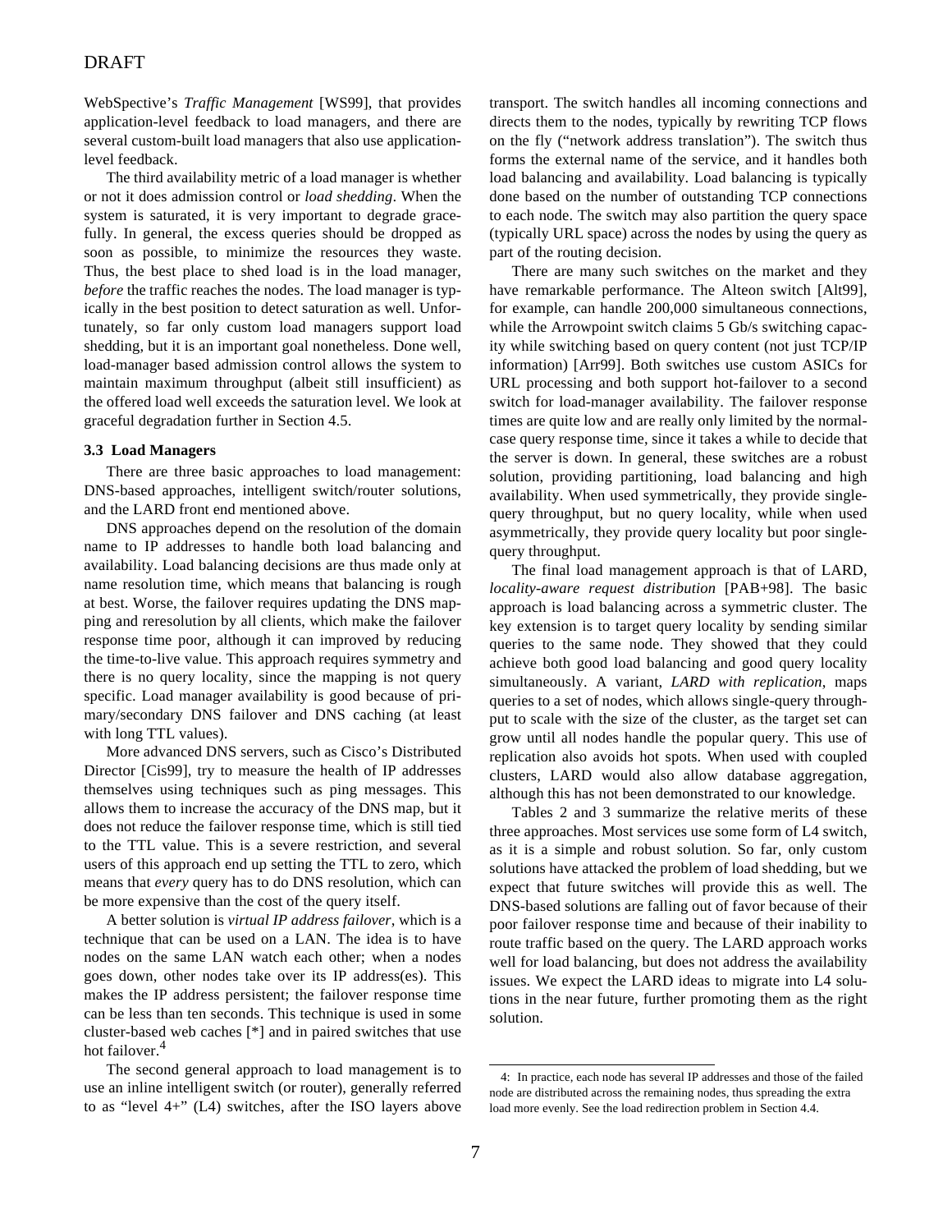WebSpective's *Traffic Management* [WS99], that provides application-level feedback to load managers, and there are several custom-built load managers that also use application-level feedback.

The third availability metric of a load manager is whether or not it does admission control or *load shedding*. When the system is saturated, it is very important to degrade gracefully. In general, the excess queries should be dropped as soon as possible, to minimize the resources they waste. Thus, the best place to shed load is in the load manager, *before* the traffic reaches the nodes. The load manager is typically in the best position to detect saturation as well. Unfortunately, so far only custom load managers support load shedding, but it is an important goal nonetheless. Done well, load-manager based admission control allows the system to maintain maximum throughput (albeit still insufficient) as the offered load well exceeds the saturation level. We look at graceful degradation further in Section 4.5.

### 3.3 Load Managers

There are three basic approaches to load management: DNS-based approaches, intelligent switch/router solutions, and the LARD front end mentioned above.

DNS approaches depend on the resolution of the domain name to IP addresses to handle both load balancing and availability. Load balancing decisions are thus made only at name resolution time, which means that balancing is rough at best. Worse, the failover requires updating the DNS mapping and reresolution by all clients, which make the failover response time poor, although it can improved by reducing the time-to-live value. This approach requires symmetry and there is no query locality, since the mapping is not query specific. Load manager availability is good because of primary/secondary DNS failover and DNS caching (at least with long TTL values).

More advanced DNS servers, such as Cisco's Distributed Director [Cis99], try to measure the health of IP addresses themselves using techniques such as ping messages. This allows them to increase the accuracy of the DNS map, but it does not reduce the failover response time, which is still tied to the TTL value. This is a severe restriction, and several users of this approach end up setting the TTL to zero, which means that *every* query has to do DNS resolution, which can be more expensive than the cost of the query itself.

A better solution is *virtual IP address failover*, which is a technique that can be used on a LAN. The idea is to have nodes on the same LAN watch each other; when a nodes goes down, other nodes take over its IP address(es). This makes the IP address persistent; the failover response time can be less than ten seconds. This technique is used in some cluster-based web caches [*] and in paired switches that use hot failover.[4]

The second general approach to load management is to use an inline intelligent switch (or router), generally referred to as "level 4+" (L4) switches, after the ISO layers above transport. The switch handles all incoming connections and directs them to the nodes, typically by rewriting TCP flows on the fly ("network address translation"). The switch thus forms the external name of the service, and it handles both load balancing and availability. Load balancing is typically done based on the number of outstanding TCP connections to each node. The switch may also partition the query space (typically URL space) across the nodes by using the query as part of the routing decision.

There are many such switches on the market and they have remarkable performance. The Alteon switch [Alt99], for example, can handle 200,000 simultaneous connections, while the Arrowpoint switch claims 5 Gb/s switching capacity while switching based on query content (not just TCP/IP information) [Arr99]. Both switches use custom ASICs for URL processing and both support hot-failover to a second switch for load-manager availability. The failover response times are quite low and are really only limited by the normal-case query response time, since it takes a while to decide that the server is down. In general, these switches are a robust solution, providing partitioning, load balancing and high availability. When used symmetrically, they provide single-query throughput, but no query locality, while when used asymmetrically, they provide query locality but poor single-query throughput.

The final load management approach is that of LARD, *locality-aware request distribution* [PAB+98]. The basic approach is load balancing across a symmetric cluster. The key extension is to target query locality by sending similar queries to the same node. They showed that they could achieve both good load balancing and good query locality simultaneously. A variant, *LARD with replication*, maps queries to a set of nodes, which allows single-query throughput to scale with the size of the cluster, as the target set can grow until all nodes handle the popular query. This use of replication also avoids hot spots. When used with coupled clusters, LARD would also allow database aggregation, although this has not been demonstrated to our knowledge.

Tables 2 and 3 summarize the relative merits of these three approaches. Most services use some form of L4 switch, as it is a simple and robust solution. So far, only custom solutions have attacked the problem of load shedding, but we expect that future switches will provide this as well. The DNS-based solutions are falling out of favor because of their poor failover response time and because of their inability to route traffic based on the query. The LARD approach works well for load balancing, but does not address the availability issues. We expect the LARD ideas to migrate into L4 solutions in the near future, further promoting them as the right solution.

---

4: In practice, each node has several IP addresses and those of the failed node are distributed across the remaining nodes, thus spreading the extra load more evenly. See the load redirection problem in Section 4.4.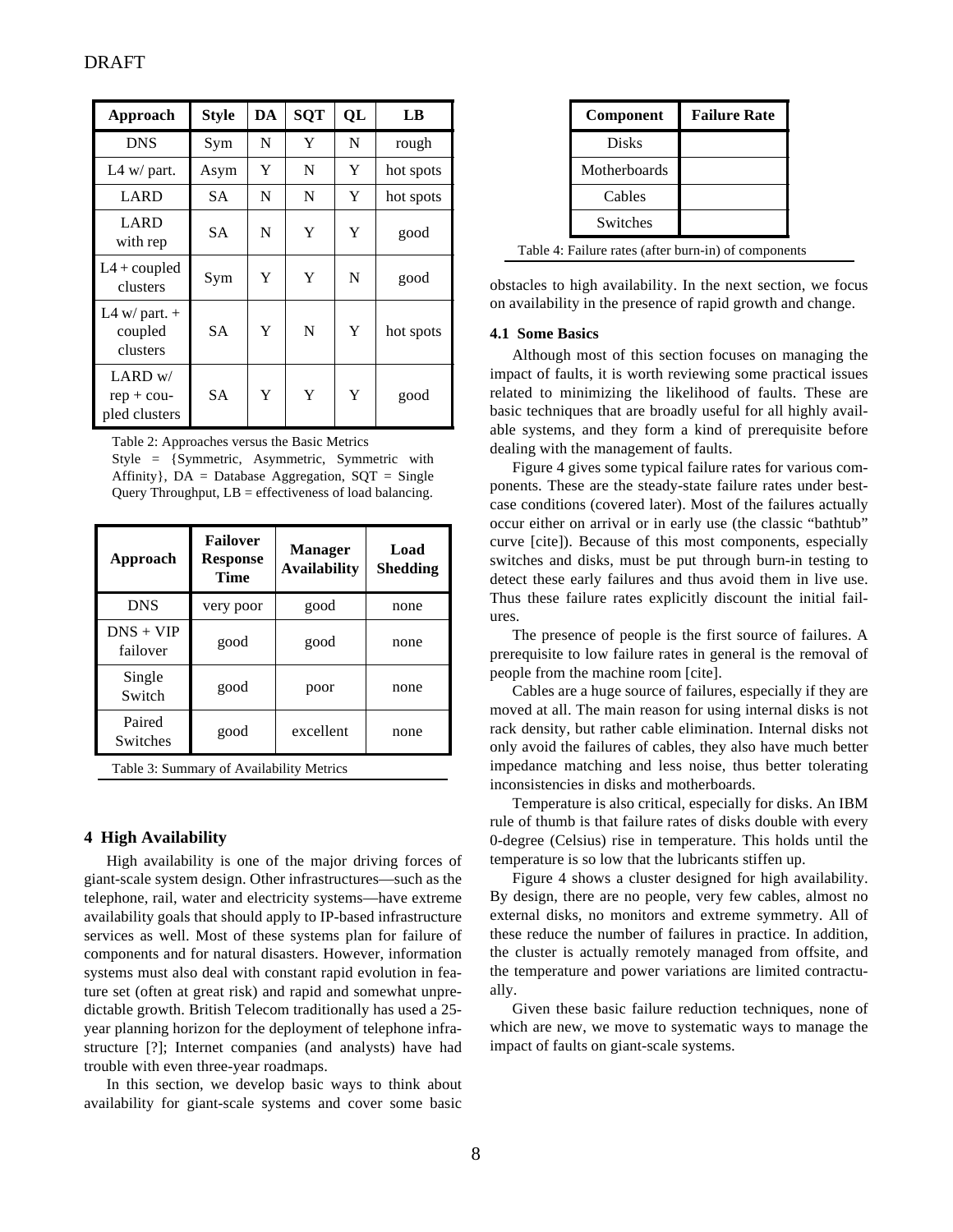| Approach | Style | DA | SQT | QL | LB |
| --- | --- | --- | --- | --- | --- |
| DNS | Sym | N | Y | N | rough |
| L4 w/ part. | Asym | Y | N | Y | hot spots |
| LARD | SA | N | N | Y | hot spots |
| LARD with rep | SA | N | Y | Y | good |
| L4 + coupled clusters | Sym | Y | Y | N | good |
| L4 w/ part. + coupled clusters | SA | Y | N | Y | hot spots |
| LARD w/ rep + coupled clusters | SA | Y | Y | Y | good |

Table 2: Approaches versus the Basic Metrics
Style = {Symmetric, Asymmetric, Symmetric with Affinity}, DA = Database Aggregation, SQT = Single Query Throughput, LB = effectiveness of load balancing.

| Approach | Failover Response Time | Manager Availability | Load Shedding |
| --- | --- | --- | --- |
| DNS | very poor | good | none |
| DNS + VIP failover | good | good | none |
| Single Switch | good | poor | none |
| Paired Switches | good | excellent | none |

Table 3: Summary of Availability Metrics

## 4 High Availability

High availability is one of the major driving forces of giant-scale system design. Other infrastructures—such as the telephone, rail, water and electricity systems—have extreme availability goals that should apply to IP-based infrastructure services as well. Most of these systems plan for failure of components and for natural disasters. However, information systems must also deal with constant rapid evolution in feature set (often at great risk) and rapid and somewhat unpredictable growth. British Telecom traditionally has used a 25-year planning horizon for the deployment of telephone infrastructure [?]; Internet companies (and analysts) have had trouble with even three-year roadmaps.

In this section, we develop basic ways to think about availability for giant-scale systems and cover some basic obstacles to high availability. In the next section, we focus on availability in the presence of rapid growth and change.

| Component | Failure Rate |
| --- | --- |
| Disks | |
| Motherboards | |
| Cables | |
| Switches | |

Table 4: Failure rates (after burn-in) of components

### 4.1 Some Basics

Although most of this section focuses on managing the impact of faults, it is worth reviewing some practical issues related to minimizing the likelihood of faults. These are basic techniques that are broadly useful for all highly available systems, and they form a kind of prerequisite before dealing with the management of faults.

Figure 4 gives some typical failure rates for various components. These are the steady-state failure rates under best-case conditions (covered later). Most of the failures actually occur either on arrival or in early use (the classic "bathtub" curve [cite]). Because of this most components, especially switches and disks, must be put through burn-in testing to detect these early failures and thus avoid them in live use. Thus these failure rates explicitly discount the initial failures.

The presence of people is the first source of failures. A prerequisite to low failure rates in general is the removal of people from the machine room [cite].

Cables are a huge source of failures, especially if they are moved at all. The main reason for using internal disks is not rack density, but rather cable elimination. Internal disks not only avoid the failures of cables, they also have much better impedance matching and less noise, thus better tolerating inconsistencies in disks and motherboards.

Temperature is also critical, especially for disks. An IBM rule of thumb is that failure rates of disks double with every 0-degree (Celsius) rise in temperature. This holds until the temperature is so low that the lubricants stiffen up.

Figure 4 shows a cluster designed for high availability. By design, there are no people, very few cables, almost no external disks, no monitors and extreme symmetry. All of these reduce the number of failures in practice. In addition, the cluster is actually remotely managed from offsite, and the temperature and power variations are limited contractually.

Given these basic failure reduction techniques, none of which are new, we move to systematic ways to manage the impact of faults on giant-scale systems.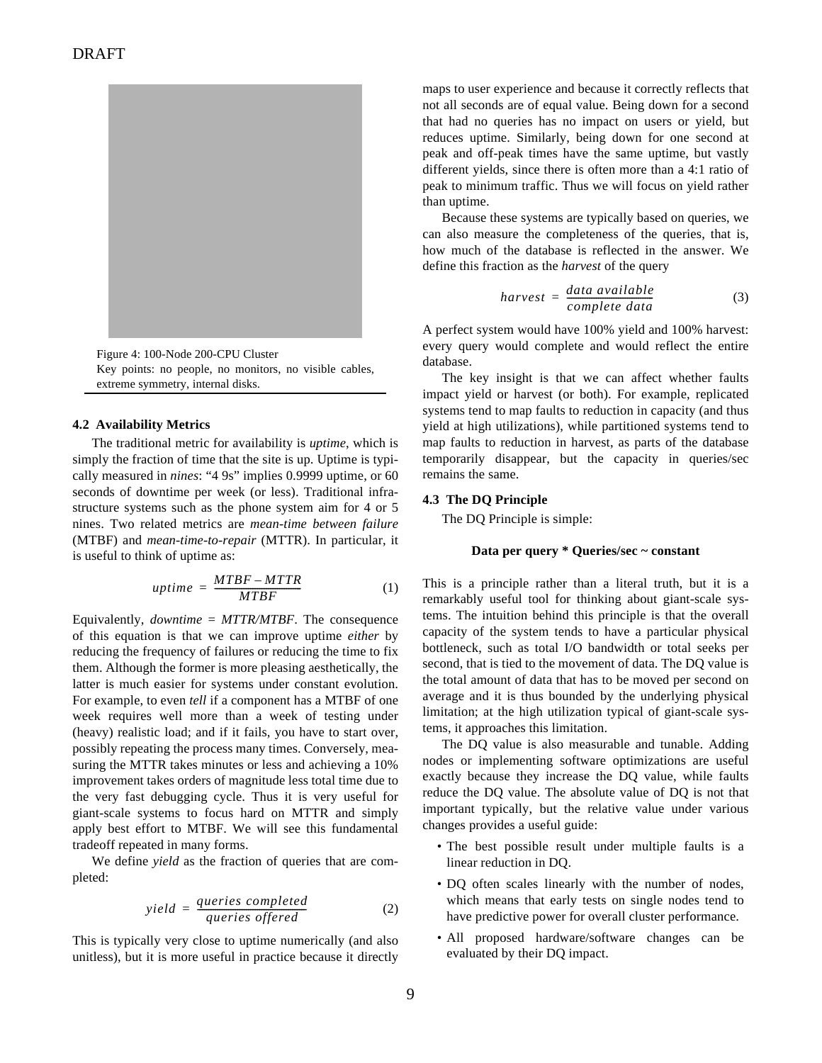Figure 4: 100-Node 200-CPU Cluster
Key points: no people, no monitors, no visible cables, extreme symmetry, internal disks.

### 4.2 Availability Metrics

The traditional metric for availability is *uptime*, which is simply the fraction of time that the site is up. Uptime is typically measured in *nines*: "4 9s" implies 0.9999 uptime, or 60 seconds of downtime per week (or less). Traditional infrastructure systems such as the phone system aim for 4 or 5 nines. Two related metrics are *mean-time between failure* (MTBF) and *mean-time-to-repair* (MTTR). In particular, it is useful to think of uptime as:

$$uptime = \frac{MTBF - MTTR}{MTBF} \tag{1}$$

Equivalently, $downtime = MTTR/MTBF$. The consequence of this equation is that we can improve uptime *either* by reducing the frequency of failures or reducing the time to fix them. Although the former is more pleasing aesthetically, the latter is much easier for systems under constant evolution. For example, to even *tell* if a component has a MTBF of one week requires well more than a week of testing under (heavy) realistic load; and if it fails, you have to start over, possibly repeating the process many times. Conversely, measuring the MTTR takes minutes or less and achieving a 10% improvement takes orders of magnitude less total time due to the very fast debugging cycle. Thus it is very useful for giant-scale systems to focus hard on MTTR and simply apply best effort to MTBF. We will see this fundamental tradeoff repeated in many forms.

We define *yield* as the fraction of queries that are completed:

$$yield = \frac{queries\ completed}{queries\ offered} \tag{2}$$

This is typically very close to uptime numerically (and also unitless), but it is more useful in practice because it directly maps to user experience and because it correctly reflects that not all seconds are of equal value. Being down for a second that had no queries has no impact on users or yield, but reduces uptime. Similarly, being down for one second at peak and off-peak times have the same uptime, but vastly different yields, since there is often more than a 4:1 ratio of peak to minimum traffic. Thus we will focus on yield rather than uptime.

Because these systems are typically based on queries, we can also measure the completeness of the queries, that is, how much of the database is reflected in the answer. We define this fraction as the *harvest* of the query

$$harvest = \frac{data\ available}{complete\ data} \tag{3}$$

A perfect system would have 100% yield and 100% harvest: every query would complete and would reflect the entire database.

The key insight is that we can affect whether faults impact yield or harvest (or both). For example, replicated systems tend to map faults to reduction in capacity (and thus yield at high utilizations), while partitioned systems tend to map faults to reduction in harvest, as parts of the database temporarily disappear, but the capacity in queries/sec remains the same.

### 4.3 The DQ Principle

The DQ Principle is simple:

**Data per query * Queries/sec ~ constant**

This is a principle rather than a literal truth, but it is a remarkably useful tool for thinking about giant-scale systems. The intuition behind this principle is that the overall capacity of the system tends to have a particular physical bottleneck, such as total I/O bandwidth or total seeks per second, that is tied to the movement of data. The DQ value is the total amount of data that has to be moved per second on average and it is thus bounded by the underlying physical limitation; at the high utilization typical of giant-scale systems, it approaches this limitation.

The DQ value is also measurable and tunable. Adding nodes or implementing software optimizations are useful exactly because they increase the DQ value, while faults reduce the DQ value. The absolute value of DQ is not that important typically, but the relative value under various changes provides a useful guide:

- The best possible result under multiple faults is a linear reduction in DQ.
- DQ often scales linearly with the number of nodes, which means that early tests on single nodes tend to have predictive power for overall cluster performance.
- All proposed hardware/software changes can be evaluated by their DQ impact.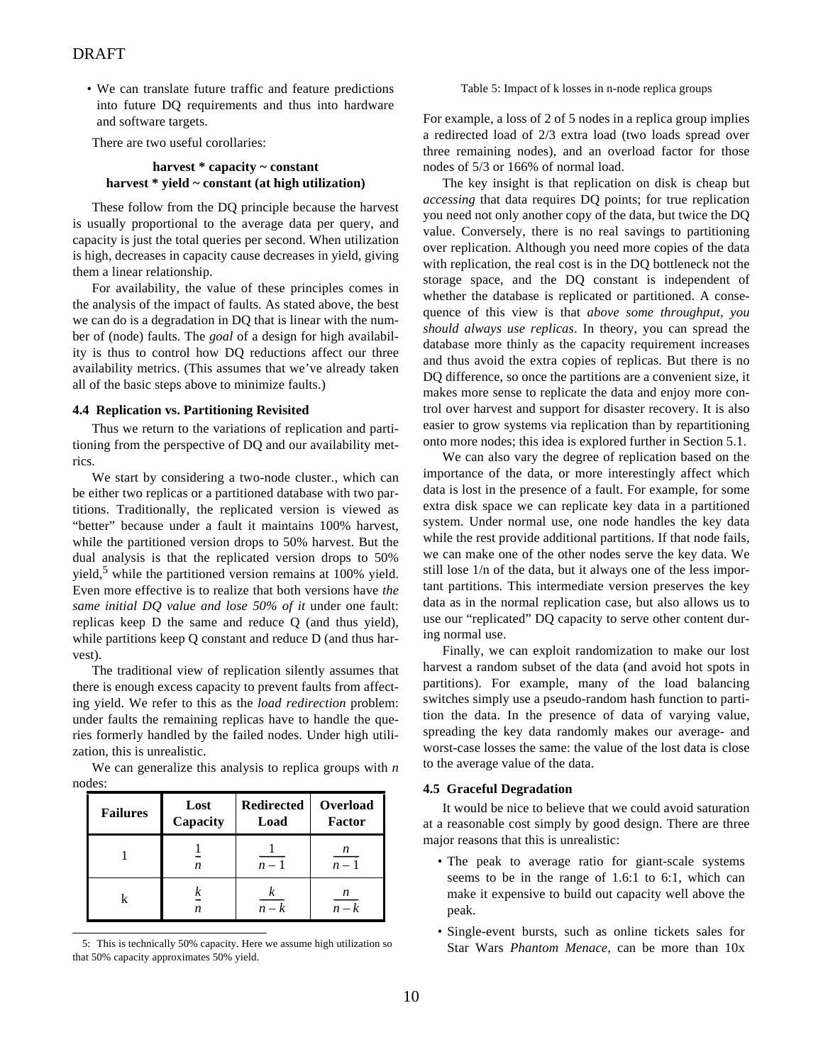- We can translate future traffic and feature predictions into future DQ requirements and thus into hardware and software targets.

There are two useful corollaries:

**harvest * capacity ~ constant**
**harvest * yield ~ constant (at high utilization)**

These follow from the DQ principle because the harvest is usually proportional to the average data per query, and capacity is just the total queries per second. When utilization is high, decreases in capacity cause decreases in yield, giving them a linear relationship.

For availability, the value of these principles comes in the analysis of the impact of faults. As stated above, the best we can do is a degradation in DQ that is linear with the number of (node) faults. The *goal* of a design for high availability is thus to control how DQ reductions affect our three availability metrics. (This assumes that we've already taken all of the basic steps above to minimize faults.)

#### 4.4 Replication vs. Partitioning Revisited

Thus we return to the variations of replication and partitioning from the perspective of DQ and our availability metrics.

We start by considering a two-node cluster., which can be either two replicas or a partitioned database with two partitions. Traditionally, the replicated version is viewed as "better" because under a fault it maintains 100% harvest, while the partitioned version drops to 50% harvest. But the dual analysis is that the replicated version drops to 50% yield,[5] while the partitioned version remains at 100% yield. Even more effective is to realize that both versions have *the same initial DQ value and lose 50% of it* under one fault: replicas keep D the same and reduce Q (and thus yield), while partitions keep Q constant and reduce D (and thus harvest).

The traditional view of replication silently assumes that there is enough excess capacity to prevent faults from affecting yield. We refer to this as the *load redirection* problem: under faults the remaining replicas have to handle the queries formerly handled by the failed nodes. Under high utilization, this is unrealistic.

We can generalize this analysis to replica groups with *n* nodes:

| Failures | Lost Capacity | Redirected Load | Overload Factor |
|---|---|---|---|
| 1 | $\frac{1}{n}$ | $\frac{1}{n-1}$ | $\frac{n}{n-1}$ |
| k | $\frac{k}{n}$ | $\frac{k}{n-k}$ | $\frac{n}{n-k}$ |

Table 5: Impact of k losses in n-node replica groups

For example, a loss of 2 of 5 nodes in a replica group implies a redirected load of 2/3 extra load (two loads spread over three remaining nodes), and an overload factor for those nodes of 5/3 or 166% of normal load.

The key insight is that replication on disk is cheap but *accessing* that data requires DQ points; for true replication you need not only another copy of the data, but twice the DQ value. Conversely, there is no real savings to partitioning over replication. Although you need more copies of the data with replication, the real cost is in the DQ bottleneck not the storage space, and the DQ constant is independent of whether the database is replicated or partitioned. A consequence of this view is that *above some throughput, you should always use replicas*. In theory, you can spread the database more thinly as the capacity requirement increases and thus avoid the extra copies of replicas. But there is no DQ difference, so once the partitions are a convenient size, it makes more sense to replicate the data and enjoy more control over harvest and support for disaster recovery. It is also easier to grow systems via replication than by repartitioning onto more nodes; this idea is explored further in Section 5.1.

We can also vary the degree of replication based on the importance of the data, or more interestingly affect which data is lost in the presence of a fault. For example, for some extra disk space we can replicate key data in a partitioned system. Under normal use, one node handles the key data while the rest provide additional partitions. If that node fails, we can make one of the other nodes serve the key data. We still lose 1/n of the data, but it always one of the less important partitions. This intermediate version preserves the key data as in the normal replication case, but also allows us to use our "replicated" DQ capacity to serve other content during normal use.

Finally, we can exploit randomization to make our lost harvest a random subset of the data (and avoid hot spots in partitions). For example, many of the load balancing switches simply use a pseudo-random hash function to partition the data. In the presence of data of varying value, spreading the key data randomly makes our average- and worst-case losses the same: the value of the lost data is close to the average value of the data.

#### 4.5 Graceful Degradation

It would be nice to believe that we could avoid saturation at a reasonable cost simply by good design. There are three major reasons that this is unrealistic:

- The peak to average ratio for giant-scale systems seems to be in the range of 1.6:1 to 6:1, which can make it expensive to build out capacity well above the peak.
- Single-event bursts, such as online tickets sales for Star Wars *Phantom Menace*, can be more than 10x

[5]: This is technically 50% capacity. Here we assume high utilization so that 50% capacity approximates 50% yield.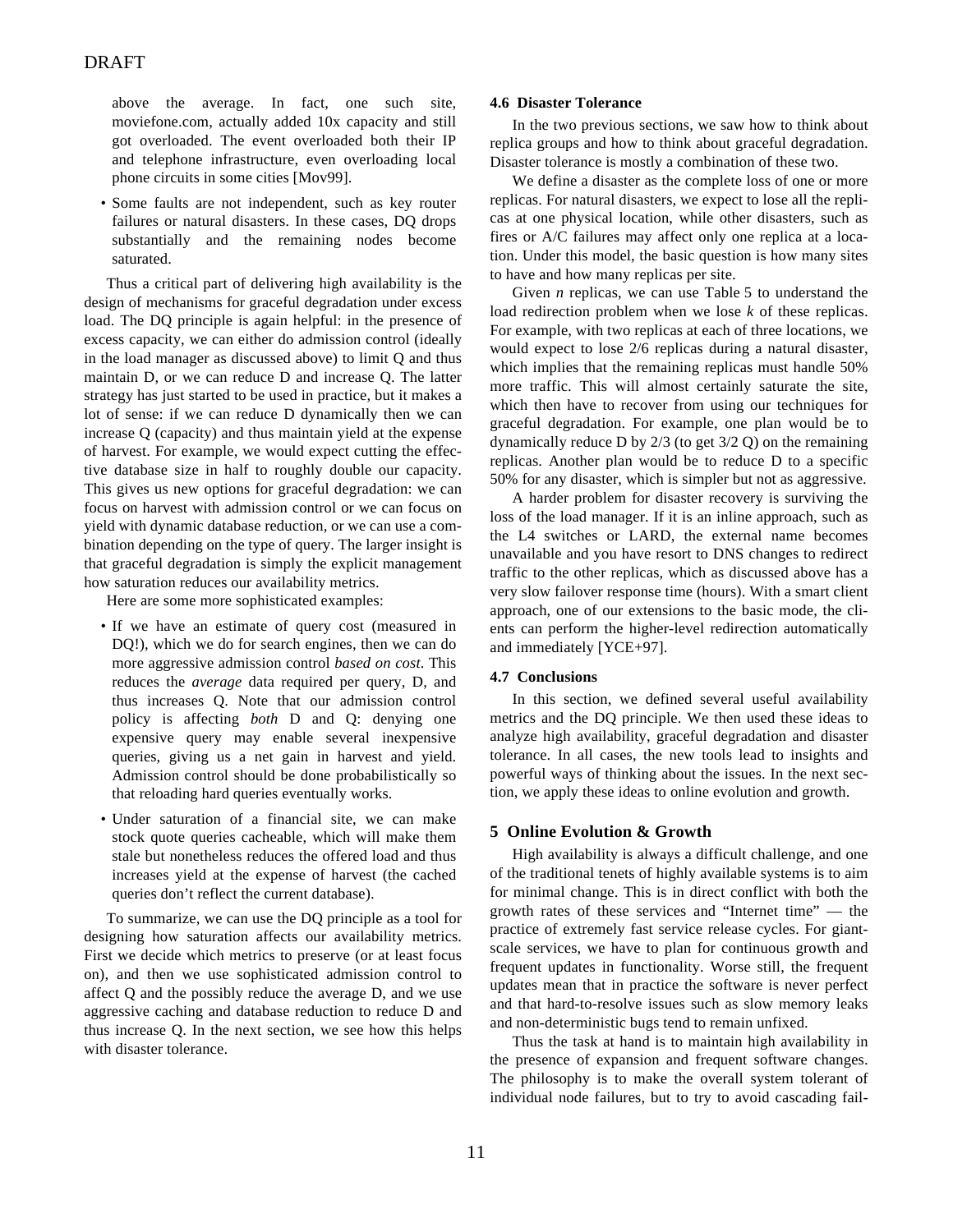above the average. In fact, one such site, moviefone.com, actually added 10x capacity and still got overloaded. The event overloaded both their IP and telephone infrastructure, even overloading local phone circuits in some cities [Mov99].

- Some faults are not independent, such as key router failures or natural disasters. In these cases, DQ drops substantially and the remaining nodes become saturated.

Thus a critical part of delivering high availability is the design of mechanisms for graceful degradation under excess load. The DQ principle is again helpful: in the presence of excess capacity, we can either do admission control (ideally in the load manager as discussed above) to limit Q and thus maintain D, or we can reduce D and increase Q. The latter strategy has just started to be used in practice, but it makes a lot of sense: if we can reduce D dynamically then we can increase Q (capacity) and thus maintain yield at the expense of harvest. For example, we would expect cutting the effective database size in half to roughly double our capacity. This gives us new options for graceful degradation: we can focus on harvest with admission control or we can focus on yield with dynamic database reduction, or we can use a combination depending on the type of query. The larger insight is that graceful degradation is simply the explicit management how saturation reduces our availability metrics.

Here are some more sophisticated examples:

- If we have an estimate of query cost (measured in DQ!), which we do for search engines, then we can do more aggressive admission control *based on cost*. This reduces the *average* data required per query, D, and thus increases Q. Note that our admission control policy is affecting *both* D and Q: denying one expensive query may enable several inexpensive queries, giving us a net gain in harvest and yield. Admission control should be done probabilistically so that reloading hard queries eventually works.
- Under saturation of a financial site, we can make stock quote queries cacheable, which will make them stale but nonetheless reduces the offered load and thus increases yield at the expense of harvest (the cached queries don't reflect the current database).

To summarize, we can use the DQ principle as a tool for designing how saturation affects our availability metrics. First we decide which metrics to preserve (or at least focus on), and then we use sophisticated admission control to affect Q and the possibly reduce the average D, and we use aggressive caching and database reduction to reduce D and thus increase Q. In the next section, we see how this helps with disaster tolerance.

### 4.6 Disaster Tolerance

In the two previous sections, we saw how to think about replica groups and how to think about graceful degradation. Disaster tolerance is mostly a combination of these two.

We define a disaster as the complete loss of one or more replicas. For natural disasters, we expect to lose all the replicas at one physical location, while other disasters, such as fires or A/C failures may affect only one replica at a location. Under this model, the basic question is how many sites to have and how many replicas per site.

Given $n$ replicas, we can use Table 5 to understand the load redirection problem when we lose $k$ of these replicas. For example, with two replicas at each of three locations, we would expect to lose 2/6 replicas during a natural disaster, which implies that the remaining replicas must handle 50% more traffic. This will almost certainly saturate the site, which then have to recover from using our techniques for graceful degradation. For example, one plan would be to dynamically reduce D by 2/3 (to get 3/2 Q) on the remaining replicas. Another plan would be to reduce D to a specific 50% for any disaster, which is simpler but not as aggressive.

A harder problem for disaster recovery is surviving the loss of the load manager. If it is an inline approach, such as the L4 switches or LARD, the external name becomes unavailable and you have resort to DNS changes to redirect traffic to the other replicas, which as discussed above has a very slow failover response time (hours). With a smart client approach, one of our extensions to the basic mode, the clients can perform the higher-level redirection automatically and immediately [YCE+97].

### 4.7 Conclusions

In this section, we defined several useful availability metrics and the DQ principle. We then used these ideas to analyze high availability, graceful degradation and disaster tolerance. In all cases, the new tools lead to insights and powerful ways of thinking about the issues. In the next section, we apply these ideas to online evolution and growth.

## 5 Online Evolution & Growth

High availability is always a difficult challenge, and one of the traditional tenets of highly available systems is to aim for minimal change. This is in direct conflict with both the growth rates of these services and "Internet time" — the practice of extremely fast service release cycles. For giant-scale services, we have to plan for continuous growth and frequent updates in functionality. Worse still, the frequent updates mean that in practice the software is never perfect and that hard-to-resolve issues such as slow memory leaks and non-deterministic bugs tend to remain unfixed.

Thus the task at hand is to maintain high availability in the presence of expansion and frequent software changes. The philosophy is to make the overall system tolerant of individual node failures, but to try to avoid cascading fail-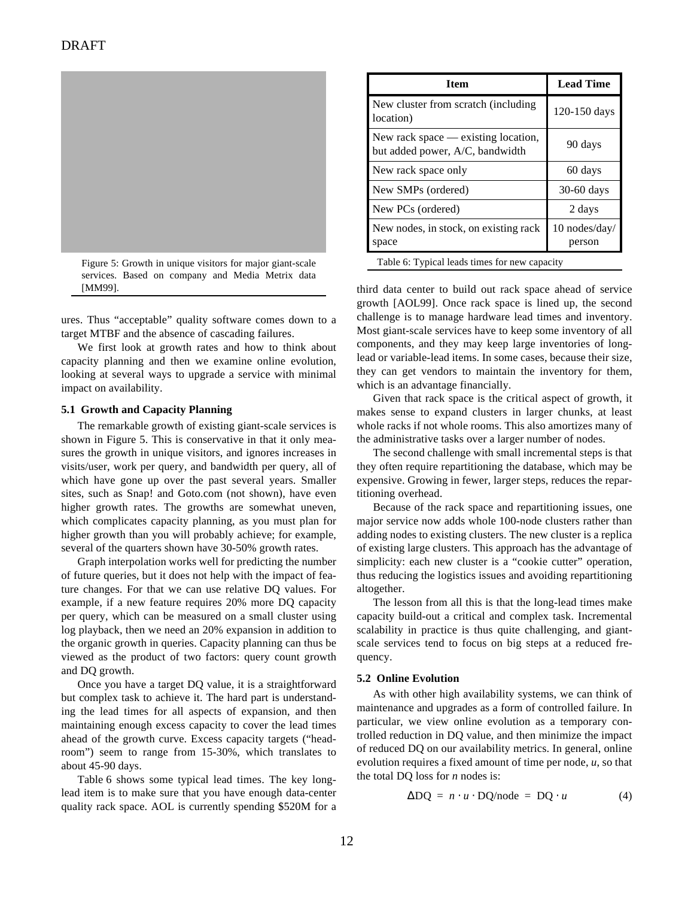Figure 5: Growth in unique visitors for major giant-scale services. Based on company and Media Metrix data [MM99].

ures. Thus "acceptable" quality software comes down to a target MTBF and the absence of cascading failures.

We first look at growth rates and how to think about capacity planning and then we examine online evolution, looking at several ways to upgrade a service with minimal impact on availability.

### 5.1 Growth and Capacity Planning

The remarkable growth of existing giant-scale services is shown in Figure 5. This is conservative in that it only measures the growth in unique visitors, and ignores increases in visits/user, work per query, and bandwidth per query, all of which have gone up over the past several years. Smaller sites, such as Snap! and Goto.com (not shown), have even higher growth rates. The growths are somewhat uneven, which complicates capacity planning, as you must plan for higher growth than you will probably achieve; for example, several of the quarters shown have 30-50% growth rates.

Graph interpolation works well for predicting the number of future queries, but it does not help with the impact of feature changes. For that we can use relative DQ values. For example, if a new feature requires 20% more DQ capacity per query, which can be measured on a small cluster using log playback, then we need an 20% expansion in addition to the organic growth in queries. Capacity planning can thus be viewed as the product of two factors: query count growth and DQ growth.

Once you have a target DQ value, it is a straightforward but complex task to achieve it. The hard part is understanding the lead times for all aspects of expansion, and then maintaining enough excess capacity to cover the lead times ahead of the growth curve. Excess capacity targets ("headroom") seem to range from 15-30%, which translates to about 45-90 days.

Table 6 shows some typical lead times. The key long-lead item is to make sure that you have enough data-center quality rack space. AOL is currently spending $520M for a third data center to build out rack space ahead of service growth [AOL99]. Once rack space is lined up, the second challenge is to manage hardware lead times and inventory. Most giant-scale services have to keep some inventory of all components, and they may keep large inventories of long-lead or variable-lead items. In some cases, because their size, they can get vendors to maintain the inventory for them, which is an advantage financially.

| Item | Lead Time |
|---|---|
| New cluster from scratch (including location) | 120-150 days |
| New rack space — existing location, but added power, A/C, bandwidth | 90 days |
| New rack space only | 60 days |
| New SMPs (ordered) | 30-60 days |
| New PCs (ordered) | 2 days |
| New nodes, in stock, on existing rack space | 10 nodes/day/person |

Table 6: Typical leads times for new capacity

Given that rack space is the critical aspect of growth, it makes sense to expand clusters in larger chunks, at least whole racks if not whole rooms. This also amortizes many of the administrative tasks over a larger number of nodes.

The second challenge with small incremental steps is that they often require repartitioning the database, which may be expensive. Growing in fewer, larger steps, reduces the repartitioning overhead.

Because of the rack space and repartitioning issues, one major service now adds whole 100-node clusters rather than adding nodes to existing clusters. The new cluster is a replica of existing large clusters. This approach has the advantage of simplicity: each new cluster is a "cookie cutter" operation, thus reducing the logistics issues and avoiding repartitioning altogether.

The lesson from all this is that the long-lead times make capacity build-out a critical and complex task. Incremental scalability in practice is thus quite challenging, and giant-scale services tend to focus on big steps at a reduced frequency.

### 5.2 Online Evolution

As with other high availability systems, we can think of maintenance and upgrades as a form of controlled failure. In particular, we view online evolution as a temporary controlled reduction in DQ value, and then minimize the impact of reduced DQ on our availability metrics. In general, online evolution requires a fixed amount of time per node, $u$, so that the total DQ loss for $n$ nodes is:

$$\Delta \mathrm{DQ} = n \cdot u \cdot \mathrm{DQ/node} = \mathrm{DQ} \cdot u \qquad (4)$$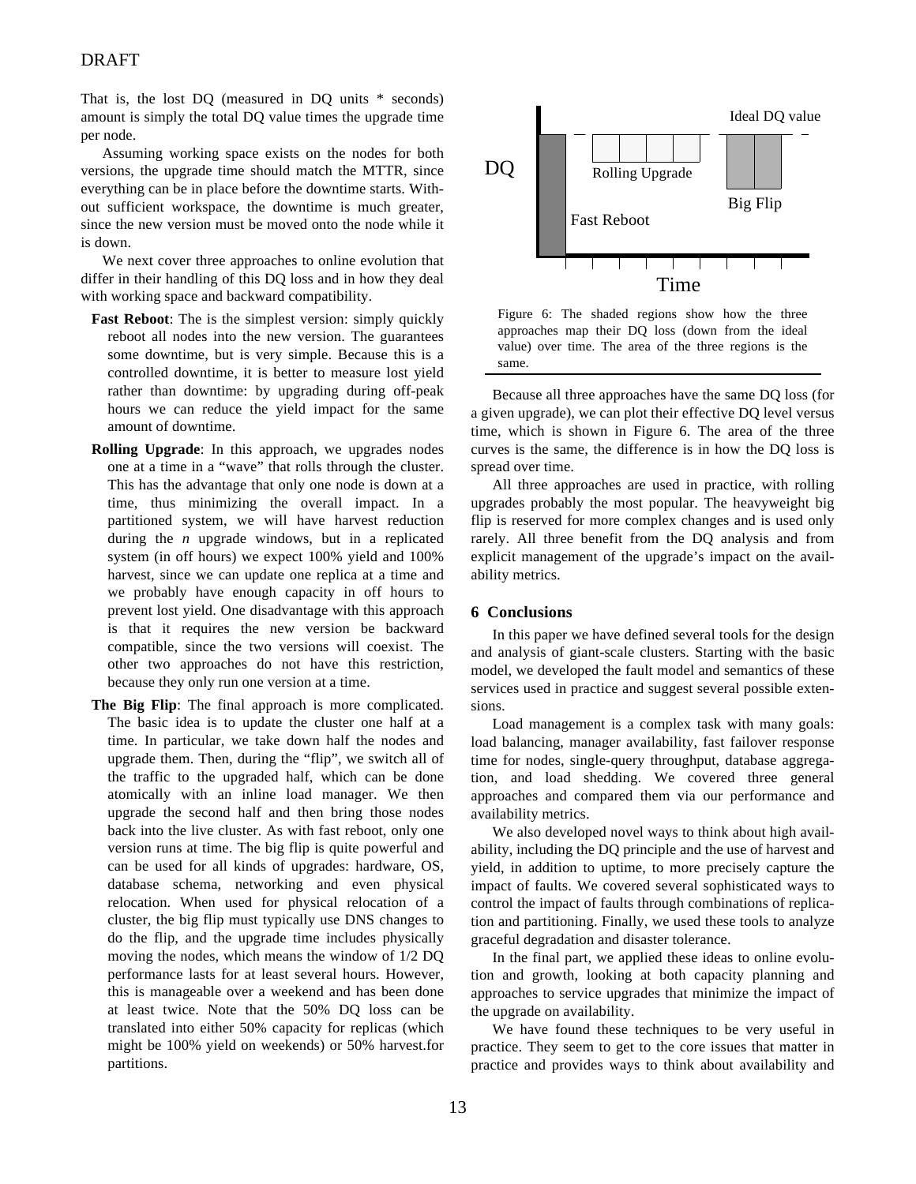That is, the lost DQ (measured in DQ units * seconds) amount is simply the total DQ value times the upgrade time per node.

Assuming working space exists on the nodes for both versions, the upgrade time should match the MTTR, since everything can be in place before the downtime starts. Without sufficient workspace, the downtime is much greater, since the new version must be moved onto the node while it is down.

We next cover three approaches to online evolution that differ in their handling of this DQ loss and in how they deal with working space and backward compatibility.

- **Fast Reboot**: The is the simplest version: simply quickly reboot all nodes into the new version. The guarantees some downtime, but is very simple. Because this is a controlled downtime, it is better to measure lost yield rather than downtime: by upgrading during off-peak hours we can reduce the yield impact for the same amount of downtime.
- **Rolling Upgrade**: In this approach, we upgrades nodes one at a time in a "wave" that rolls through the cluster. This has the advantage that only one node is down at a time, thus minimizing the overall impact. In a partitioned system, we will have harvest reduction during the *n* upgrade windows, but in a replicated system (in off hours) we expect 100% yield and 100% harvest, since we can update one replica at a time and we probably have enough capacity in off hours to prevent lost yield. One disadvantage with this approach is that it requires the new version be backward compatible, since the two versions will coexist. The other two approaches do not have this restriction, because they only run one version at a time.
- **The Big Flip**: The final approach is more complicated. The basic idea is to update the cluster one half at a time. In particular, we take down half the nodes and upgrade them. Then, during the "flip", we switch all of the traffic to the upgraded half, which can be done atomically with an inline load manager. We then upgrade the second half and then bring those nodes back into the live cluster. As with fast reboot, only one version runs at time. The big flip is quite powerful and can be used for all kinds of upgrades: hardware, OS, database schema, networking and even physical relocation. When used for physical relocation of a cluster, the big flip must typically use DNS changes to do the flip, and the upgrade time includes physically moving the nodes, which means the window of 1/2 DQ performance lasts for at least several hours. However, this is manageable over a weekend and has been done at least twice. Note that the 50% DQ loss can be translated into either 50% capacity for replicas (which might be 100% yield on weekends) or 50% harvest.for partitions.

Figure 6: The shaded regions show how the three approaches map their DQ loss (down from the ideal value) over time. The area of the three regions is the same.

Because all three approaches have the same DQ loss (for a given upgrade), we can plot their effective DQ level versus time, which is shown in Figure 6. The area of the three curves is the same, the difference is in how the DQ loss is spread over time.

All three approaches are used in practice, with rolling upgrades probably the most popular. The heavyweight big flip is reserved for more complex changes and is used only rarely. All three benefit from the DQ analysis and from explicit management of the upgrade's impact on the availability metrics.

## 6 Conclusions

In this paper we have defined several tools for the design and analysis of giant-scale clusters. Starting with the basic model, we developed the fault model and semantics of these services used in practice and suggest several possible extensions.

Load management is a complex task with many goals: load balancing, manager availability, fast failover response time for nodes, single-query throughput, database aggregation, and load shedding. We covered three general approaches and compared them via our performance and availability metrics.

We also developed novel ways to think about high availability, including the DQ principle and the use of harvest and yield, in addition to uptime, to more precisely capture the impact of faults. We covered several sophisticated ways to control the impact of faults through combinations of replication and partitioning. Finally, we used these tools to analyze graceful degradation and disaster tolerance.

In the final part, we applied these ideas to online evolution and growth, looking at both capacity planning and approaches to service upgrades that minimize the impact of the upgrade on availability.

We have found these techniques to be very useful in practice. They seem to get to the core issues that matter in practice and provides ways to think about availability and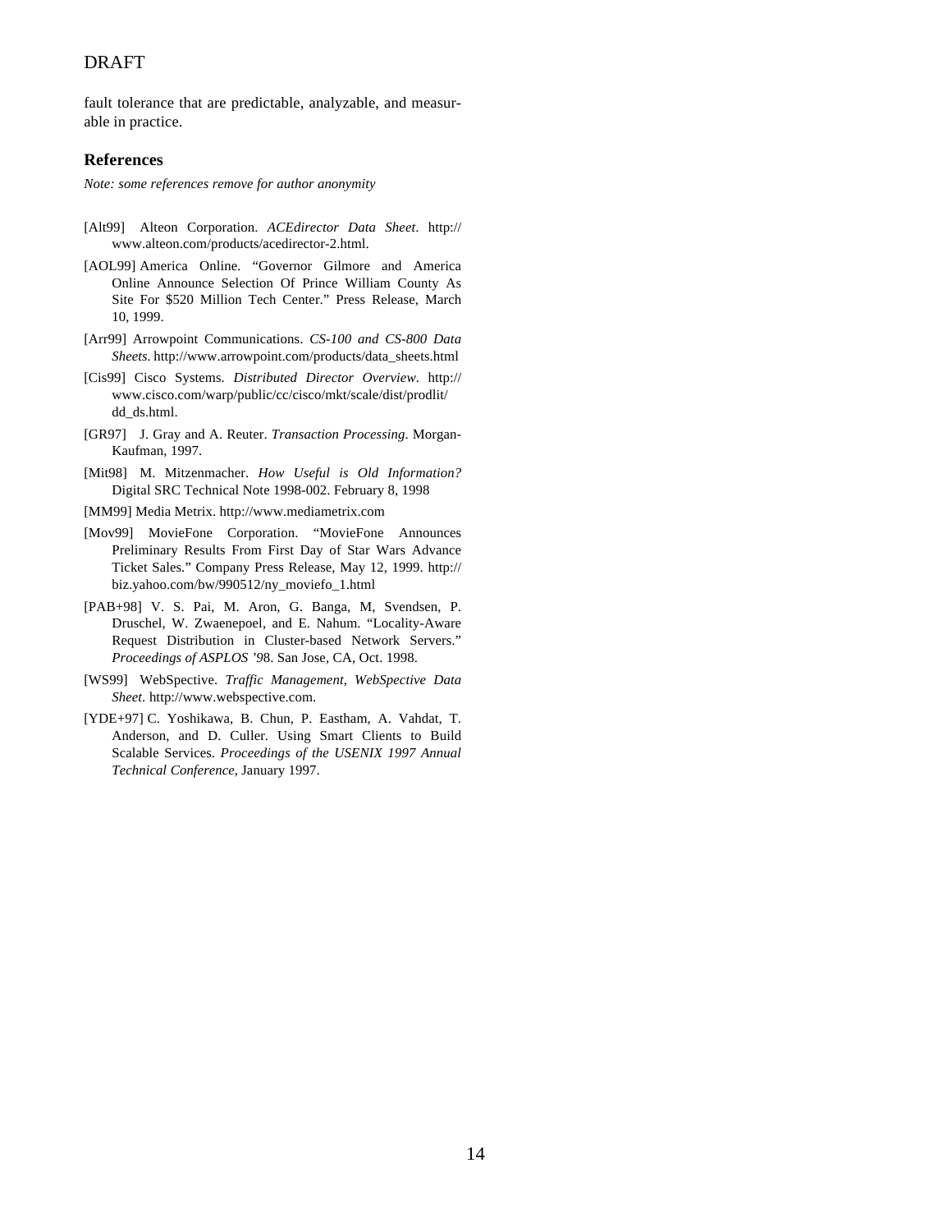fault tolerance that are predictable, analyzable, and measurable in practice.

## References

*Note: some references remove for author anonymity*

[Alt99] Alteon Corporation. *ACEdirector Data Sheet*. http://www.alteon.com/products/acedirector-2.html.

[AOL99] America Online. "Governor Gilmore and America Online Announce Selection Of Prince William County As Site For $520 Million Tech Center." Press Release, March 10, 1999.

[Arr99] Arrowpoint Communications. *CS-100 and CS-800 Data Sheets*. http://www.arrowpoint.com/products/data_sheets.html

[Cis99] Cisco Systems. *Distributed Director Overview*. http://www.cisco.com/warp/public/cc/cisco/mkt/scale/dist/prodlit/dd_ds.html.

[GR97] J. Gray and A. Reuter. *Transaction Processing*. Morgan-Kaufman, 1997.

[Mit98] M. Mitzenmacher. *How Useful is Old Information?* Digital SRC Technical Note 1998-002. February 8, 1998

[MM99] Media Metrix. http://www.mediametrix.com

[Mov99] MovieFone Corporation. "MovieFone Announces Preliminary Results From First Day of Star Wars Advance Ticket Sales." Company Press Release, May 12, 1999. http://biz.yahoo.com/bw/990512/ny_moviefo_1.html

[PAB+98] V. S. Pai, M. Aron, G. Banga, M, Svendsen, P. Druschel, W. Zwaenepoel, and E. Nahum. "Locality-Aware Request Distribution in Cluster-based Network Servers." *Proceedings of ASPLOS '98*. San Jose, CA, Oct. 1998.

[WS99] WebSpective. *Traffic Management, WebSpective Data Sheet*. http://www.webspective.com.

[YDE+97] C. Yoshikawa, B. Chun, P. Eastham, A. Vahdat, T. Anderson, and D. Culler. Using Smart Clients to Build Scalable Services. *Proceedings of the USENIX 1997 Annual Technical Conference*, January 1997.